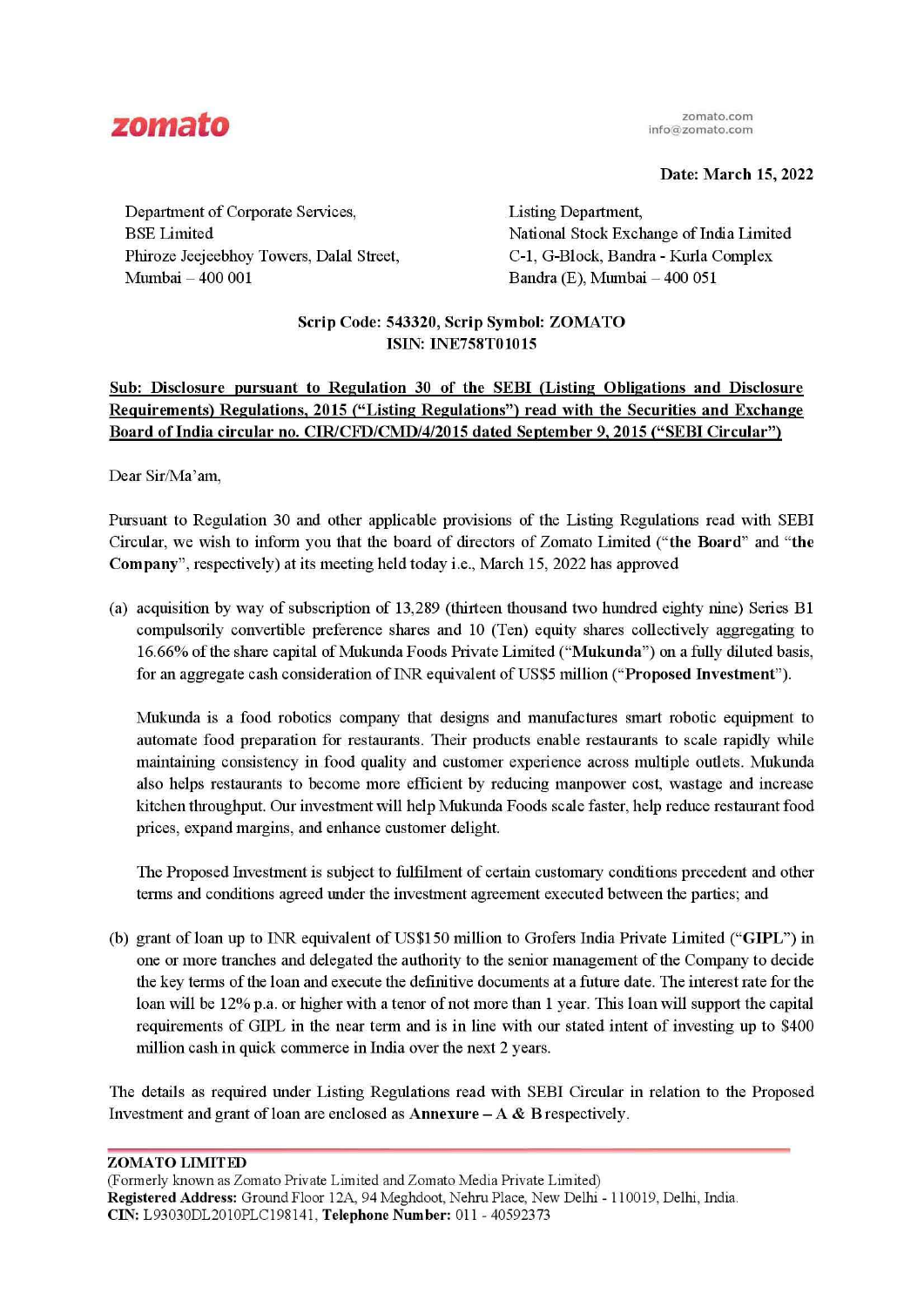**zomato**

zomato.com
info@zomato.com

**Date: March 15, 2022**

Department of Corporate Services,
BSE Limited
Phiroze Jeejeebhoy Towers, Dalal Street,
Mumbai – 400 001

Listing Department,
National Stock Exchange of India Limited
C-1, G-Block, Bandra - Kurla Complex
Bandra (E), Mumbai – 400 051

**Scrip Code: 543320, Scrip Symbol: ZOMATO**
**ISIN: INE758T01015**

**Sub: Disclosure pursuant to Regulation 30 of the SEBI (Listing Obligations and Disclosure Requirements) Regulations, 2015 ("Listing Regulations") read with the Securities and Exchange Board of India circular no. CIR/CFD/CMD/4/2015 dated September 9, 2015 ("SEBI Circular")**

Dear Sir/Ma'am,

Pursuant to Regulation 30 and other applicable provisions of the Listing Regulations read with SEBI Circular, we wish to inform you that the board of directors of Zomato Limited ("**the Board**" and "**the Company**", respectively) at its meeting held today i.e., March 15, 2022 has approved

(a) acquisition by way of subscription of 13,289 (thirteen thousand two hundred eighty nine) Series B1 compulsorily convertible preference shares and 10 (Ten) equity shares collectively aggregating to 16.66% of the share capital of Mukunda Foods Private Limited ("**Mukunda**") on a fully diluted basis, for an aggregate cash consideration of INR equivalent of US$5 million ("**Proposed Investment**").

    Mukunda is a food robotics company that designs and manufactures smart robotic equipment to automate food preparation for restaurants. Their products enable restaurants to scale rapidly while maintaining consistency in food quality and customer experience across multiple outlets. Mukunda also helps restaurants to become more efficient by reducing manpower cost, wastage and increase kitchen throughput. Our investment will help Mukunda Foods scale faster, help reduce restaurant food prices, expand margins, and enhance customer delight.

    The Proposed Investment is subject to fulfilment of certain customary conditions precedent and other terms and conditions agreed under the investment agreement executed between the parties; and

(b) grant of loan up to INR equivalent of US$150 million to Grofers India Private Limited ("**GIPL**") in one or more tranches and delegated the authority to the senior management of the Company to decide the key terms of the loan and execute the definitive documents at a future date. The interest rate for the loan will be 12% p.a. or higher with a tenor of not more than 1 year. This loan will support the capital requirements of GIPL in the near term and is in line with our stated intent of investing up to $400 million cash in quick commerce in India over the next 2 years.

The details as required under Listing Regulations read with SEBI Circular in relation to the Proposed Investment and grant of loan are enclosed as **Annexure – A & B** respectively.

**ZOMATO LIMITED**
(Formerly known as Zomato Private Limited and Zomato Media Private Limited)
**Registered Address:** Ground Floor 12A, 94 Meghdoot, Nehru Place, New Delhi - 110019, Delhi, India.
**CIN:** L93030DL2010PLC198141, **Telephone Number:** 011 - 40592373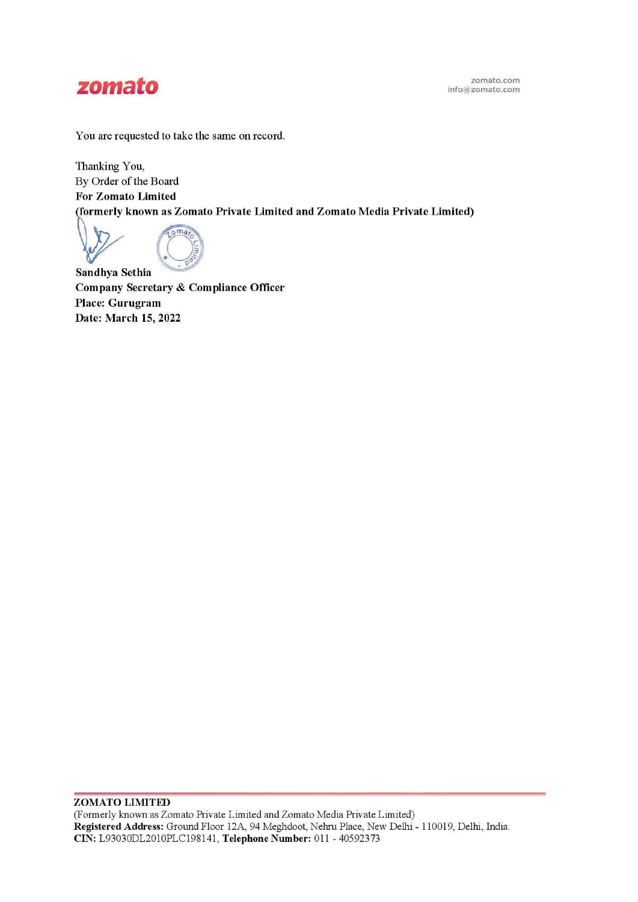You are requested to take the same on record.

Thanking You,
By Order of the Board
**For Zomato Limited**
**(formerly known as Zomato Private Limited and Zomato Media Private Limited)**

**Sandhya Sethia**
**Company Secretary & Compliance Officer**
**Place: Gurugram**
**Date: March 15, 2022**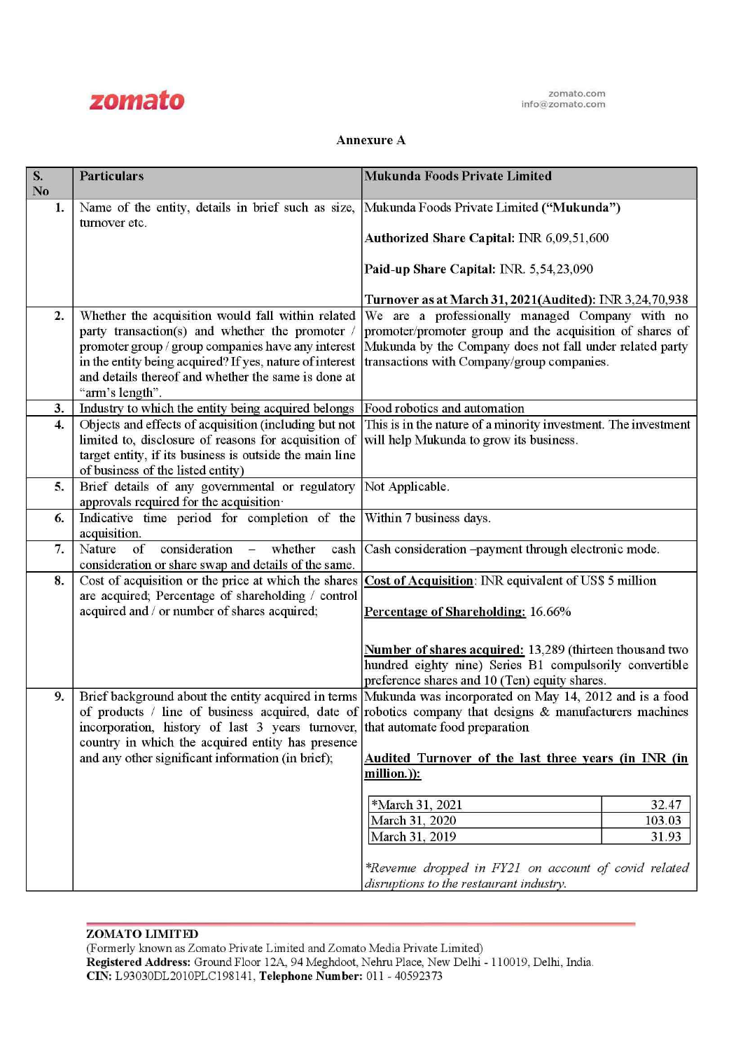## Annexure A

| S. No | Particulars | Mukunda Foods Private Limited |
|---|---|---|
| 1. | Name of the entity, details in brief such as size, turnover etc. | Mukunda Foods Private Limited (**"Mukunda"**)<br><br>**Authorized Share Capital:** INR 6,09,51,600<br><br>**Paid-up Share Capital:** INR. 5,54,23,090<br><br>**Turnover as at March 31, 2021(Audited):** INR 3,24,70,938 |
| 2. | Whether the acquisition would fall within related party transaction(s) and whether the promoter / promoter group / group companies have any interest in the entity being acquired? If yes, nature of interest and details thereof and whether the same is done at "arm's length". | We are a professionally managed Company with no promoter/promoter group and the acquisition of shares of Mukunda by the Company does not fall under related party transactions with Company/group companies. |
| 3. | Industry to which the entity being acquired belongs | Food robotics and automation |
| 4. | Objects and effects of acquisition (including but not limited to, disclosure of reasons for acquisition of target entity, if its business is outside the main line of business of the listed entity) | This is in the nature of a minority investment. The investment will help Mukunda to grow its business. |
| 5. | Brief details of any governmental or regulatory approvals required for the acquisition. | Not Applicable. |
| 6. | Indicative time period for completion of the acquisition. | Within 7 business days. |
| 7. | Nature of consideration – whether cash consideration or share swap and details of the same. | Cash consideration –payment through electronic mode. |
| 8. | Cost of acquisition or the price at which the shares are acquired; Percentage of shareholding / control acquired and / or number of shares acquired; | Cost of Acquisition: INR equivalent of US$ 5 million<br><br>Percentage of Shareholding: 16.66%<br><br>Number of shares acquired: 13,289 (thirteen thousand two hundred eighty nine) Series B1 compulsorily convertible preference shares and 10 (Ten) equity shares. |
| 9. | Brief background about the entity acquired in terms of products / line of business acquired, date of incorporation, history of last 3 years turnover, country in which the acquired entity has presence and any other significant information (in brief); | Mukunda was incorporated on May 14, 2012 and is a food robotics company that designs & manufacturers machines that automate food preparation<br><br>**Audited Turnover of the last three years (in INR (in million.)):**<br><br>*March 31, 2021: 32.47<br>March 31, 2020: 103.03<br>March 31, 2019: 31.93<br><br>**Revenue dropped in FY21 on account of covid related disruptions to the restaurant industry.* |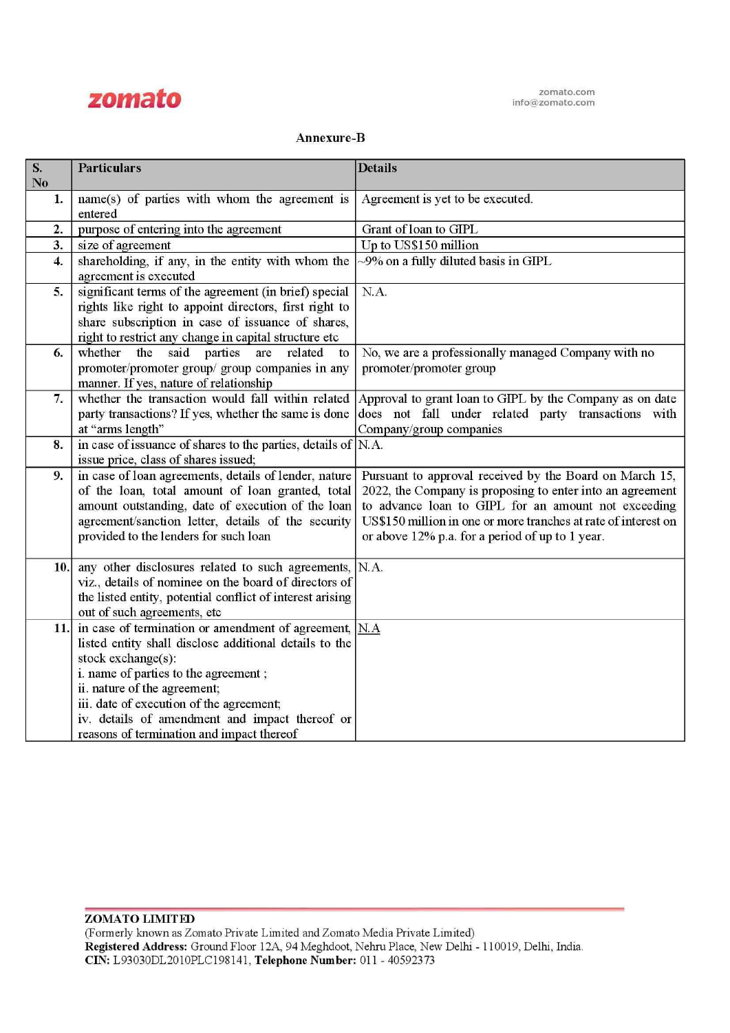Annexure-B

| S. No | Particulars | Details |
|---|---|---|
| 1. | name(s) of parties with whom the agreement is entered | Agreement is yet to be executed. |
| 2. | purpose of entering into the agreement | Grant of loan to GIPL |
| 3. | size of agreement | Up to US$150 million |
| 4. | shareholding, if any, in the entity with whom the agreement is executed | ~9% on a fully diluted basis in GIPL |
| 5. | significant terms of the agreement (in brief) special rights like right to appoint directors, first right to share subscription in case of issuance of shares, right to restrict any change in capital structure etc | N.A. |
| 6. | whether the said parties are related to promoter/promoter group/ group companies in any manner. If yes, nature of relationship | No, we are a professionally managed Company with no promoter/promoter group |
| 7. | whether the transaction would fall within related party transactions? If yes, whether the same is done at "arms length" | Approval to grant loan to GIPL by the Company as on date does not fall under related party transactions with Company/group companies |
| 8. | in case of issuance of shares to the parties, details of issue price, class of shares issued; | N.A. |
| 9. | in case of loan agreements, details of lender, nature of the loan, total amount of loan granted, total amount outstanding, date of execution of the loan agreement/sanction letter, details of the security provided to the lenders for such loan | Pursuant to approval received by the Board on March 15, 2022, the Company is proposing to enter into an agreement to advance loan to GIPL for an amount not exceeding US$150 million in one or more tranches at rate of interest on or above 12% p.a. for a period of up to 1 year. |
| 10. | any other disclosures related to such agreements, viz., details of nominee on the board of directors of the listed entity, potential conflict of interest arising out of such agreements, etc | N.A. |
| 11. | in case of termination or amendment of agreement, listed entity shall disclose additional details to the stock exchange(s):<br>i. name of parties to the agreement ;<br>ii. nature of the agreement;<br>iii. date of execution of the agreement;<br>iv. details of amendment and impact thereof or reasons of termination and impact thereof | N.A |